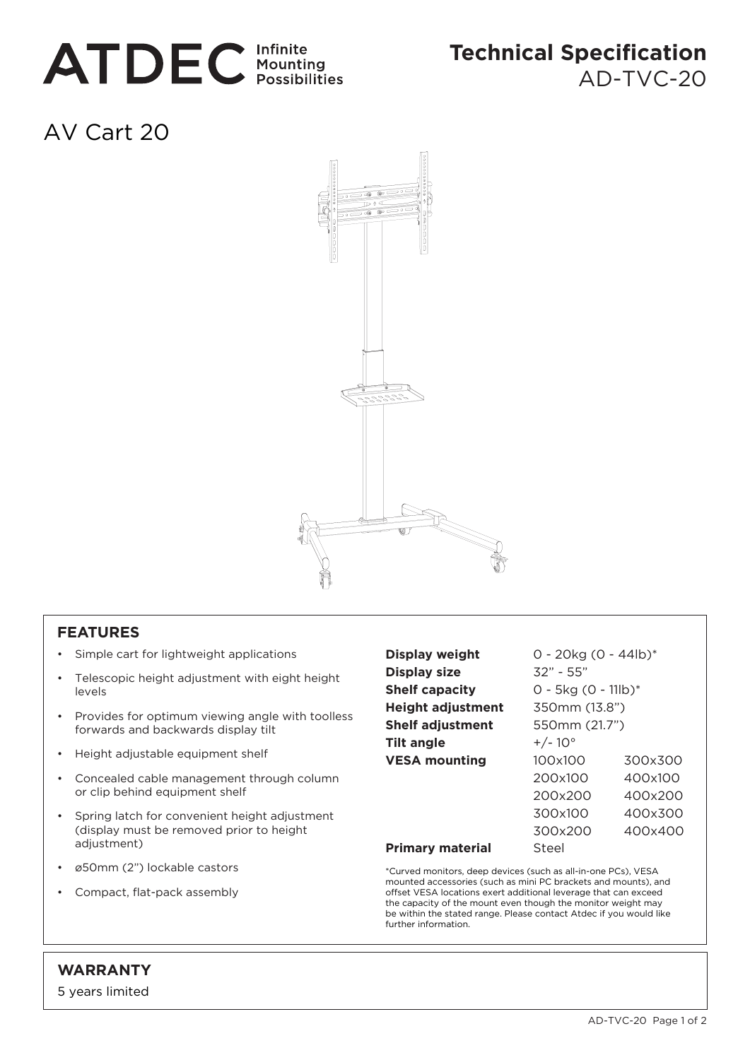ATDEC Infinite Mounting Possibilities

# Technical Specification
AD-TVC-20

## AV Cart 20

### FEATURES

- Simple cart for lightweight applications
- Telescopic height adjustment with eight height levels
- Provides for optimum viewing angle with toolless forwards and backwards display tilt
- Height adjustable equipment shelf
- Concealed cable management through column or clip behind equipment shelf
- Spring latch for convenient height adjustment (display must be removed prior to height adjustment)
- ø50mm (2") lockable castors
- Compact, flat-pack assembly

| | | |
|---|---|---|
| **Display weight** | 0 - 20kg (0 - 44lb)* | |
| **Display size** | 32" - 55" | |
| **Shelf capacity** | 0 - 5kg (0 - 11lb)* | |
| **Height adjustment** | 350mm (13.8") | |
| **Shelf adjustment** | 550mm (21.7") | |
| **Tilt angle** | +/- 10° | |
| **VESA mounting** | 100x100 | 300x300 |
| | 200x100 | 400x100 |
| | 200x200 | 400x200 |
| | 300x100 | 400x300 |
| | 300x200 | 400x400 |
| **Primary material** | Steel | |

*Curved monitors, deep devices (such as all-in-one PCs), VESA mounted accessories (such as mini PC brackets and mounts), and offset VESA locations exert additional leverage that can exceed the capacity of the mount even though the monitor weight may be within the stated range. Please contact Atdec if you would like further information.

### WARRANTY

5 years limited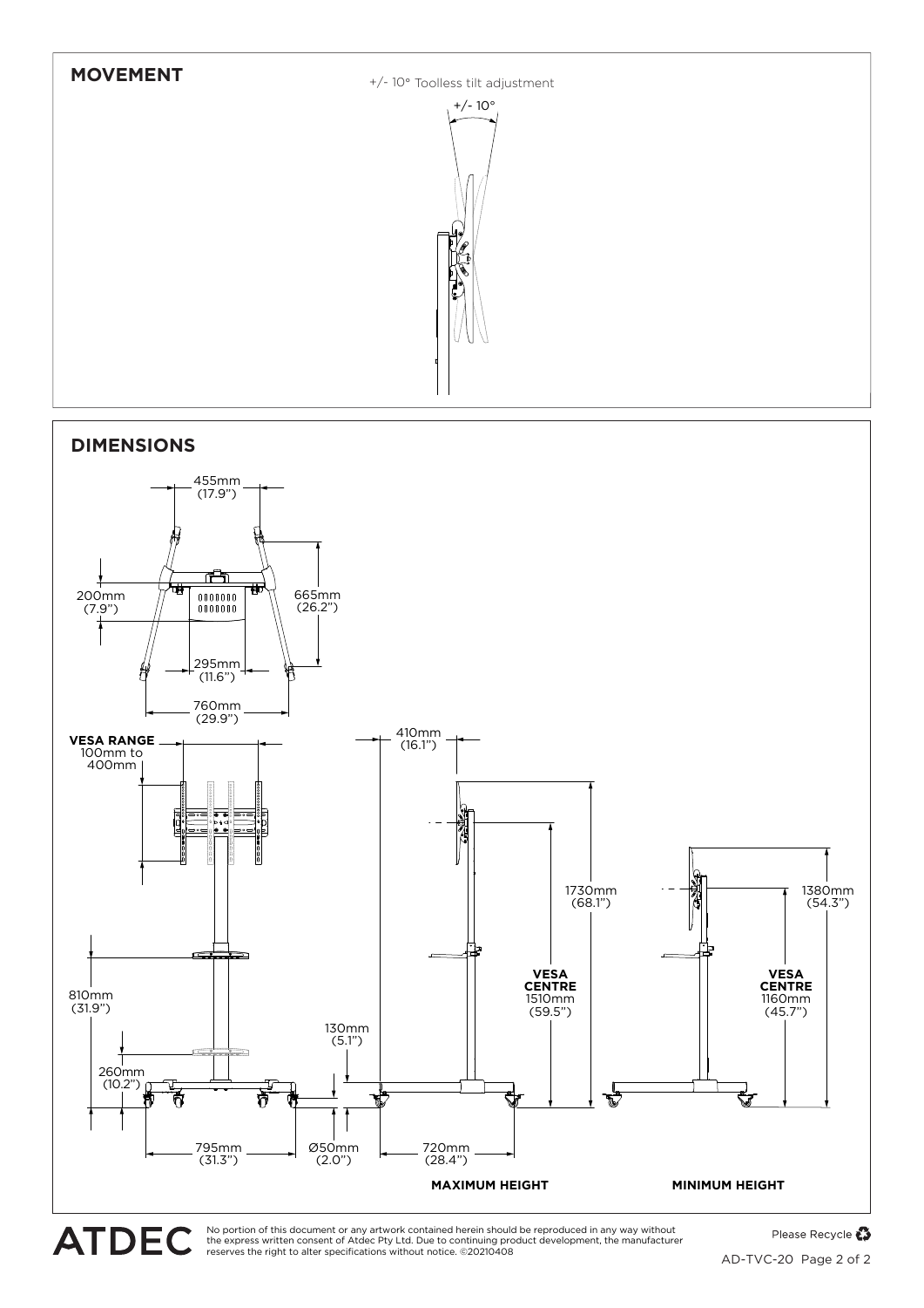## MOVEMENT

+/- 10° Toolless tilt adjustment

+/- 10°

## DIMENSIONS

455mm (17.9")

200mm (7.9")

665mm (26.2")

295mm (11.6")

760mm (29.9")

**VESA RANGE**
100mm to 400mm

410mm (16.1")

1730mm (68.1")

**VESA CENTRE**
1510mm (59.5")

1380mm (54.3")

**VESA CENTRE**
1160mm (45.7")

810mm (31.9")

130mm (5.1")

260mm (10.2")

795mm (31.3")

Ø50mm (2.0")

720mm (28.4")

**MAXIMUM HEIGHT**

**MINIMUM HEIGHT**

ATDEC

No portion of this document or any artwork contained herein should be reproduced in any way without the express written consent of Atdec Pty Ltd. Due to continuing product development, the manufacturer reserves the right to alter specifications without notice. ©20210408

Please Recycle

AD-TVC-20